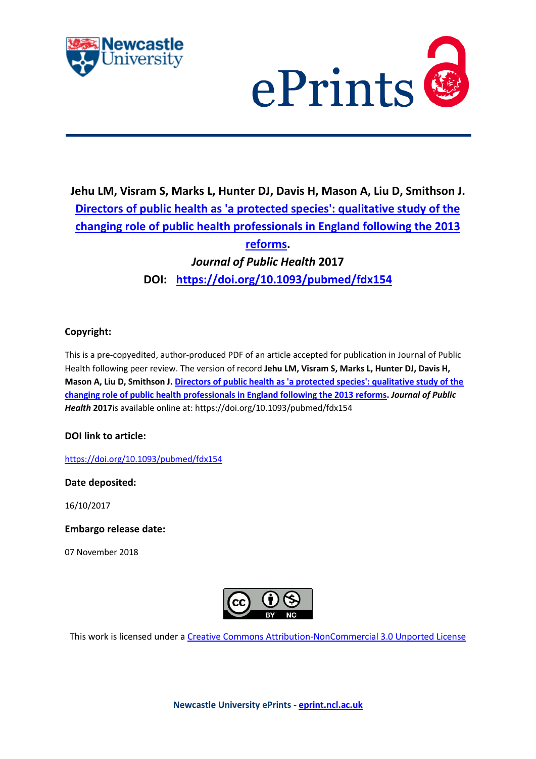**Jehu LM, Visram S, Marks L, Hunter DJ, Davis H, Mason A, Liu D, Smithson J.**
**Directors of public health as 'a protected species': qualitative study of the changing role of public health professionals in England following the 2013 reforms.**
***Journal of Public Health* 2017**
**DOI: https://doi.org/10.1093/pubmed/fdx154**

## Copyright:

This is a pre-copyedited, author-produced PDF of an article accepted for publication in Journal of Public Health following peer review. The version of record **Jehu LM, Visram S, Marks L, Hunter DJ, Davis H, Mason A, Liu D, Smithson J. Directors of public health as 'a protected species': qualitative study of the changing role of public health professionals in England following the 2013 reforms. *Journal of Public Health* 2017**is available online at: https://doi.org/10.1093/pubmed/fdx154

## DOI link to article:

https://doi.org/10.1093/pubmed/fdx154

## Date deposited:

16/10/2017

## Embargo release date:

07 November 2018

This work is licensed under a Creative Commons Attribution-NonCommercial 3.0 Unported License

**Newcastle University ePrints - eprint.ncl.ac.uk**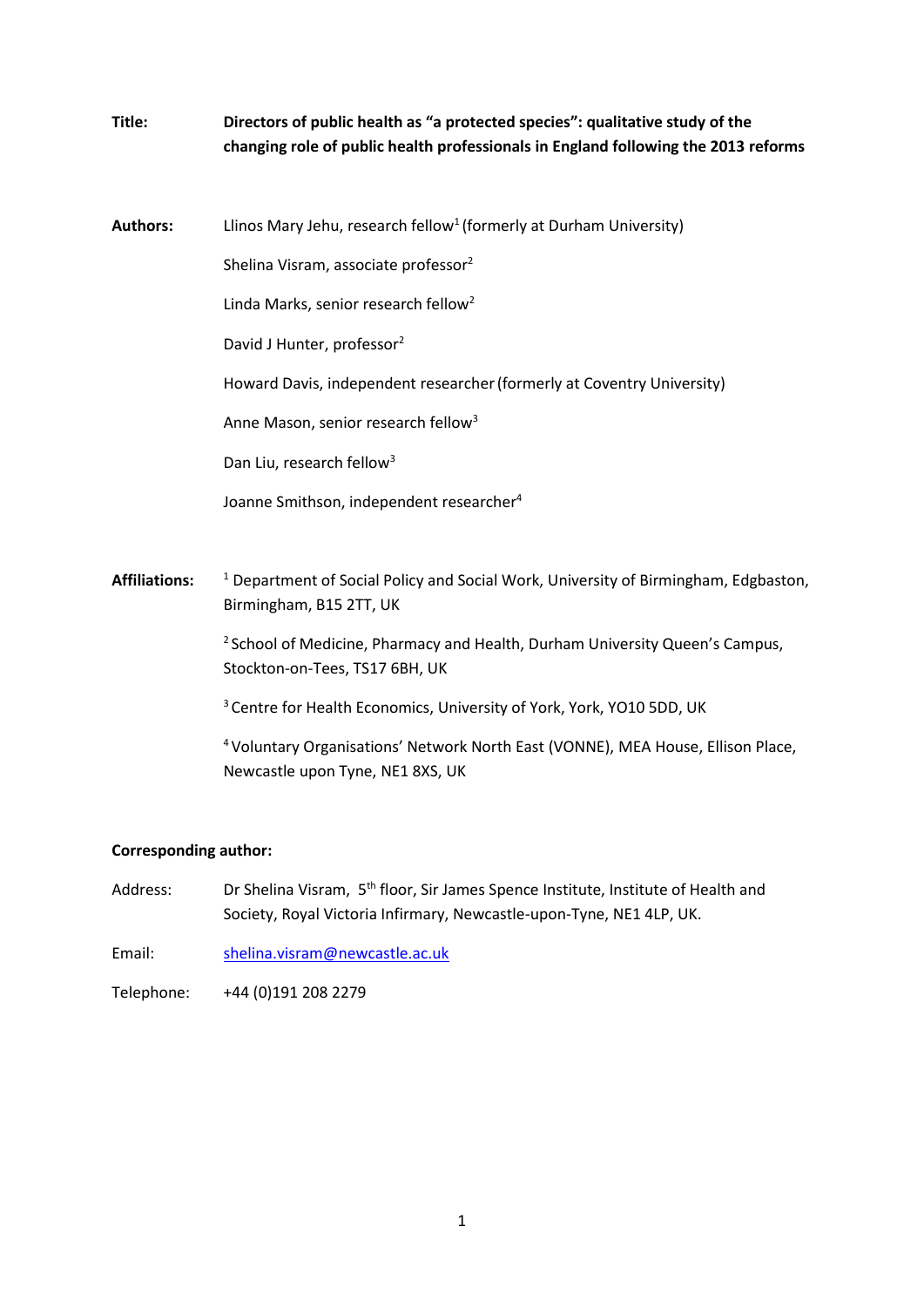**Title:** **Directors of public health as "a protected species": qualitative study of the changing role of public health professionals in England following the 2013 reforms**

**Authors:** Llinos Mary Jehu, research fellow[1] (formerly at Durham University)

Shelina Visram, associate professor[2]

Linda Marks, senior research fellow[2]

David J Hunter, professor[2]

Howard Davis, independent researcher (formerly at Coventry University)

Anne Mason, senior research fellow[3]

Dan Liu, research fellow[3]

Joanne Smithson, independent researcher[4]

**Affiliations:** [1] Department of Social Policy and Social Work, University of Birmingham, Edgbaston, Birmingham, B15 2TT, UK

[2] School of Medicine, Pharmacy and Health, Durham University Queen's Campus, Stockton-on-Tees, TS17 6BH, UK

[3] Centre for Health Economics, University of York, York, YO10 5DD, UK

[4] Voluntary Organisations' Network North East (VONNE), MEA House, Ellison Place, Newcastle upon Tyne, NE1 8XS, UK

**Corresponding author:**

Address: Dr Shelina Visram, 5th floor, Sir James Spence Institute, Institute of Health and Society, Royal Victoria Infirmary, Newcastle-upon-Tyne, NE1 4LP, UK.

Email: shelina.visram@newcastle.ac.uk

Telephone: +44 (0)191 208 2279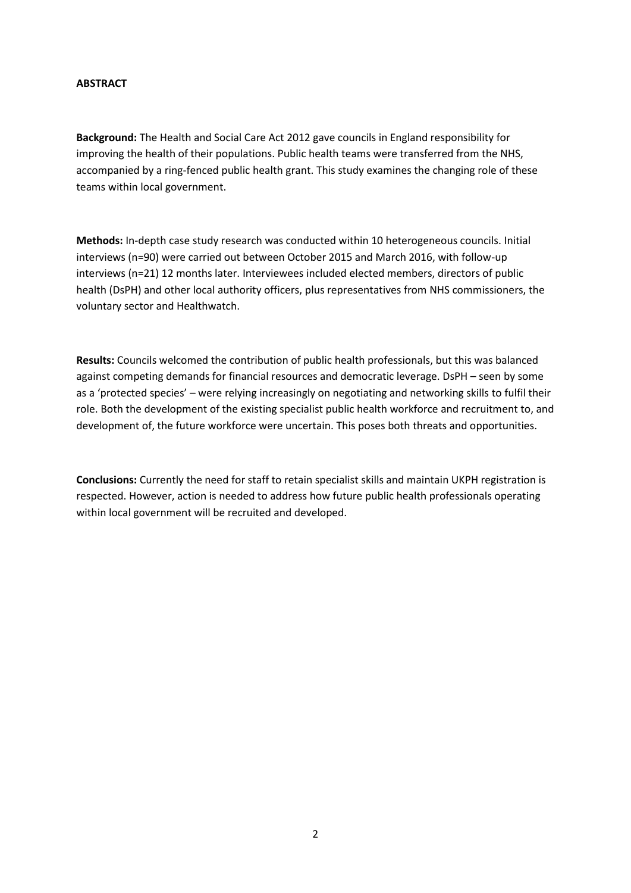## ABSTRACT

**Background:** The Health and Social Care Act 2012 gave councils in England responsibility for improving the health of their populations. Public health teams were transferred from the NHS, accompanied by a ring-fenced public health grant. This study examines the changing role of these teams within local government.

**Methods:** In-depth case study research was conducted within 10 heterogeneous councils. Initial interviews (n=90) were carried out between October 2015 and March 2016, with follow-up interviews (n=21) 12 months later. Interviewees included elected members, directors of public health (DsPH) and other local authority officers, plus representatives from NHS commissioners, the voluntary sector and Healthwatch.

**Results:** Councils welcomed the contribution of public health professionals, but this was balanced against competing demands for financial resources and democratic leverage. DsPH – seen by some as a 'protected species' – were relying increasingly on negotiating and networking skills to fulfil their role. Both the development of the existing specialist public health workforce and recruitment to, and development of, the future workforce were uncertain. This poses both threats and opportunities.

**Conclusions:** Currently the need for staff to retain specialist skills and maintain UKPH registration is respected. However, action is needed to address how future public health professionals operating within local government will be recruited and developed.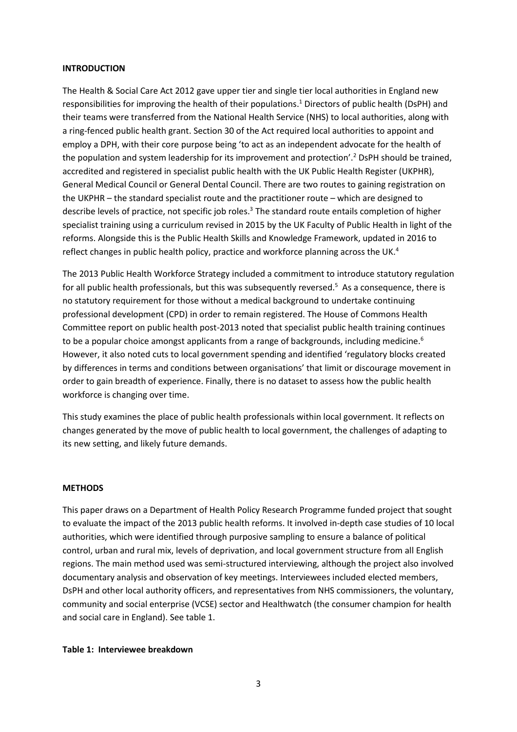**INTRODUCTION**

The Health & Social Care Act 2012 gave upper tier and single tier local authorities in England new responsibilities for improving the health of their populations.[1] Directors of public health (DsPH) and their teams were transferred from the National Health Service (NHS) to local authorities, along with a ring-fenced public health grant. Section 30 of the Act required local authorities to appoint and employ a DPH, with their core purpose being 'to act as an independent advocate for the health of the population and system leadership for its improvement and protection'.[2] DsPH should be trained, accredited and registered in specialist public health with the UK Public Health Register (UKPHR), General Medical Council or General Dental Council. There are two routes to gaining registration on the UKPHR – the standard specialist route and the practitioner route – which are designed to describe levels of practice, not specific job roles.[3] The standard route entails completion of higher specialist training using a curriculum revised in 2015 by the UK Faculty of Public Health in light of the reforms. Alongside this is the Public Health Skills and Knowledge Framework, updated in 2016 to reflect changes in public health policy, practice and workforce planning across the UK.[4]

The 2013 Public Health Workforce Strategy included a commitment to introduce statutory regulation for all public health professionals, but this was subsequently reversed.[5] As a consequence, there is no statutory requirement for those without a medical background to undertake continuing professional development (CPD) in order to remain registered. The House of Commons Health Committee report on public health post-2013 noted that specialist public health training continues to be a popular choice amongst applicants from a range of backgrounds, including medicine.[6] However, it also noted cuts to local government spending and identified 'regulatory blocks created by differences in terms and conditions between organisations' that limit or discourage movement in order to gain breadth of experience. Finally, there is no dataset to assess how the public health workforce is changing over time.

This study examines the place of public health professionals within local government. It reflects on changes generated by the move of public health to local government, the challenges of adapting to its new setting, and likely future demands.

**METHODS**

This paper draws on a Department of Health Policy Research Programme funded project that sought to evaluate the impact of the 2013 public health reforms. It involved in-depth case studies of 10 local authorities, which were identified through purposive sampling to ensure a balance of political control, urban and rural mix, levels of deprivation, and local government structure from all English regions. The main method used was semi-structured interviewing, although the project also involved documentary analysis and observation of key meetings. Interviewees included elected members, DsPH and other local authority officers, and representatives from NHS commissioners, the voluntary, community and social enterprise (VCSE) sector and Healthwatch (the consumer champion for health and social care in England). See table 1.

**Table 1: Interviewee breakdown**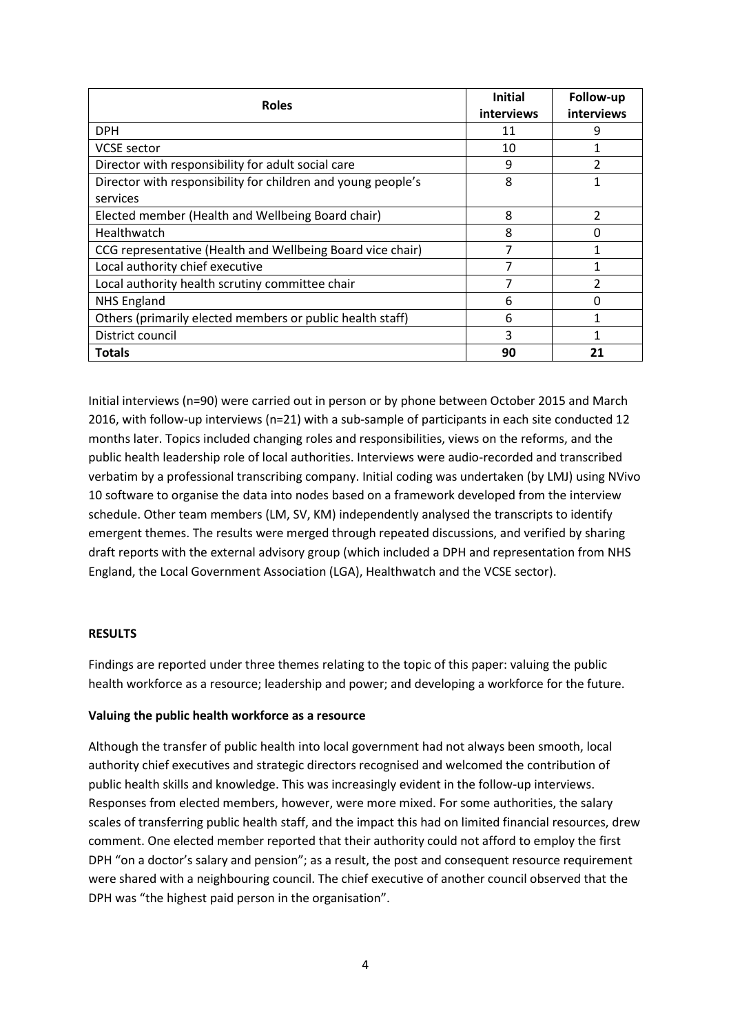| Roles | Initial interviews | Follow-up interviews |
| --- | --- | --- |
| DPH | 11 | 9 |
| VCSE sector | 10 | 1 |
| Director with responsibility for adult social care | 9 | 2 |
| Director with responsibility for children and young people's services | 8 | 1 |
| Elected member (Health and Wellbeing Board chair) | 8 | 2 |
| Healthwatch | 8 | 0 |
| CCG representative (Health and Wellbeing Board vice chair) | 7 | 1 |
| Local authority chief executive | 7 | 1 |
| Local authority health scrutiny committee chair | 7 | 2 |
| NHS England | 6 | 0 |
| Others (primarily elected members or public health staff) | 6 | 1 |
| District council | 3 | 1 |
| **Totals** | **90** | **21** |

Initial interviews (n=90) were carried out in person or by phone between October 2015 and March 2016, with follow-up interviews (n=21) with a sub-sample of participants in each site conducted 12 months later. Topics included changing roles and responsibilities, views on the reforms, and the public health leadership role of local authorities. Interviews were audio-recorded and transcribed verbatim by a professional transcribing company. Initial coding was undertaken (by LMJ) using NVivo 10 software to organise the data into nodes based on a framework developed from the interview schedule. Other team members (LM, SV, KM) independently analysed the transcripts to identify emergent themes. The results were merged through repeated discussions, and verified by sharing draft reports with the external advisory group (which included a DPH and representation from NHS England, the Local Government Association (LGA), Healthwatch and the VCSE sector).

## RESULTS

Findings are reported under three themes relating to the topic of this paper: valuing the public health workforce as a resource; leadership and power; and developing a workforce for the future.

### Valuing the public health workforce as a resource

Although the transfer of public health into local government had not always been smooth, local authority chief executives and strategic directors recognised and welcomed the contribution of public health skills and knowledge. This was increasingly evident in the follow-up interviews. Responses from elected members, however, were more mixed. For some authorities, the salary scales of transferring public health staff, and the impact this had on limited financial resources, drew comment. One elected member reported that their authority could not afford to employ the first DPH "on a doctor's salary and pension"; as a result, the post and consequent resource requirement were shared with a neighbouring council. The chief executive of another council observed that the DPH was "the highest paid person in the organisation".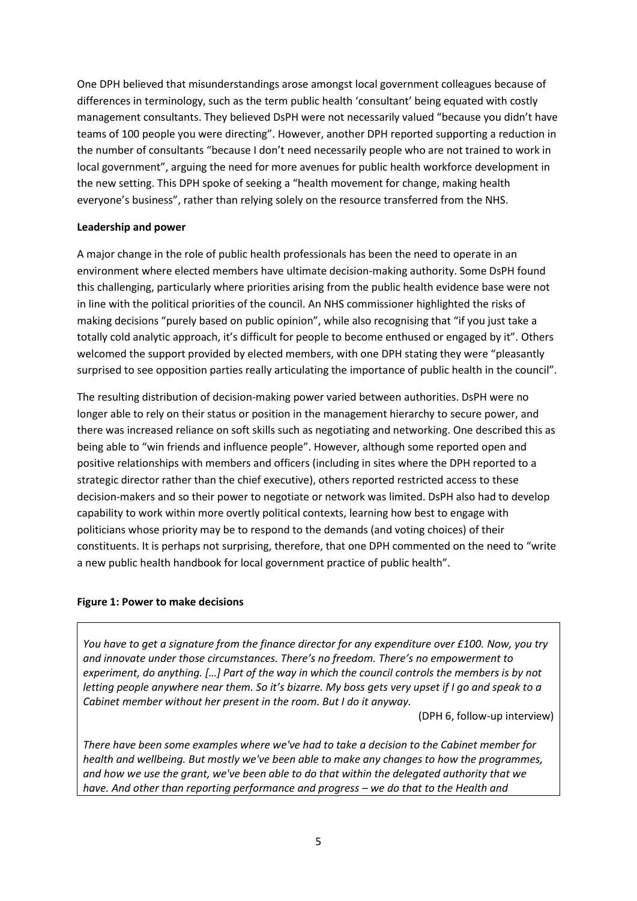One DPH believed that misunderstandings arose amongst local government colleagues because of differences in terminology, such as the term public health 'consultant' being equated with costly management consultants. They believed DsPH were not necessarily valued "because you didn't have teams of 100 people you were directing". However, another DPH reported supporting a reduction in the number of consultants "because I don't need necessarily people who are not trained to work in local government", arguing the need for more avenues for public health workforce development in the new setting. This DPH spoke of seeking a "health movement for change, making health everyone's business", rather than relying solely on the resource transferred from the NHS.

**Leadership and power**

A major change in the role of public health professionals has been the need to operate in an environment where elected members have ultimate decision-making authority. Some DsPH found this challenging, particularly where priorities arising from the public health evidence base were not in line with the political priorities of the council. An NHS commissioner highlighted the risks of making decisions "purely based on public opinion", while also recognising that "if you just take a totally cold analytic approach, it's difficult for people to become enthused or engaged by it". Others welcomed the support provided by elected members, with one DPH stating they were "pleasantly surprised to see opposition parties really articulating the importance of public health in the council".

The resulting distribution of decision-making power varied between authorities. DsPH were no longer able to rely on their status or position in the management hierarchy to secure power, and there was increased reliance on soft skills such as negotiating and networking. One described this as being able to "win friends and influence people". However, although some reported open and positive relationships with members and officers (including in sites where the DPH reported to a strategic director rather than the chief executive), others reported restricted access to these decision-makers and so their power to negotiate or network was limited. DsPH also had to develop capability to work within more overtly political contexts, learning how best to engage with politicians whose priority may be to respond to the demands (and voting choices) of their constituents. It is perhaps not surprising, therefore, that one DPH commented on the need to "write a new public health handbook for local government practice of public health".

**Figure 1: Power to make decisions**

*You have to get a signature from the finance director for any expenditure over £100. Now, you try and innovate under those circumstances. There's no freedom. There's no empowerment to experiment, do anything. […] Part of the way in which the council controls the members is by not letting people anywhere near them. So it's bizarre. My boss gets very upset if I go and speak to a Cabinet member without her present in the room. But I do it anyway.*

(DPH 6, follow-up interview)

*There have been some examples where we've had to take a decision to the Cabinet member for health and wellbeing. But mostly we've been able to make any changes to how the programmes, and how we use the grant, we've been able to do that within the delegated authority that we have. And other than reporting performance and progress – we do that to the Health and*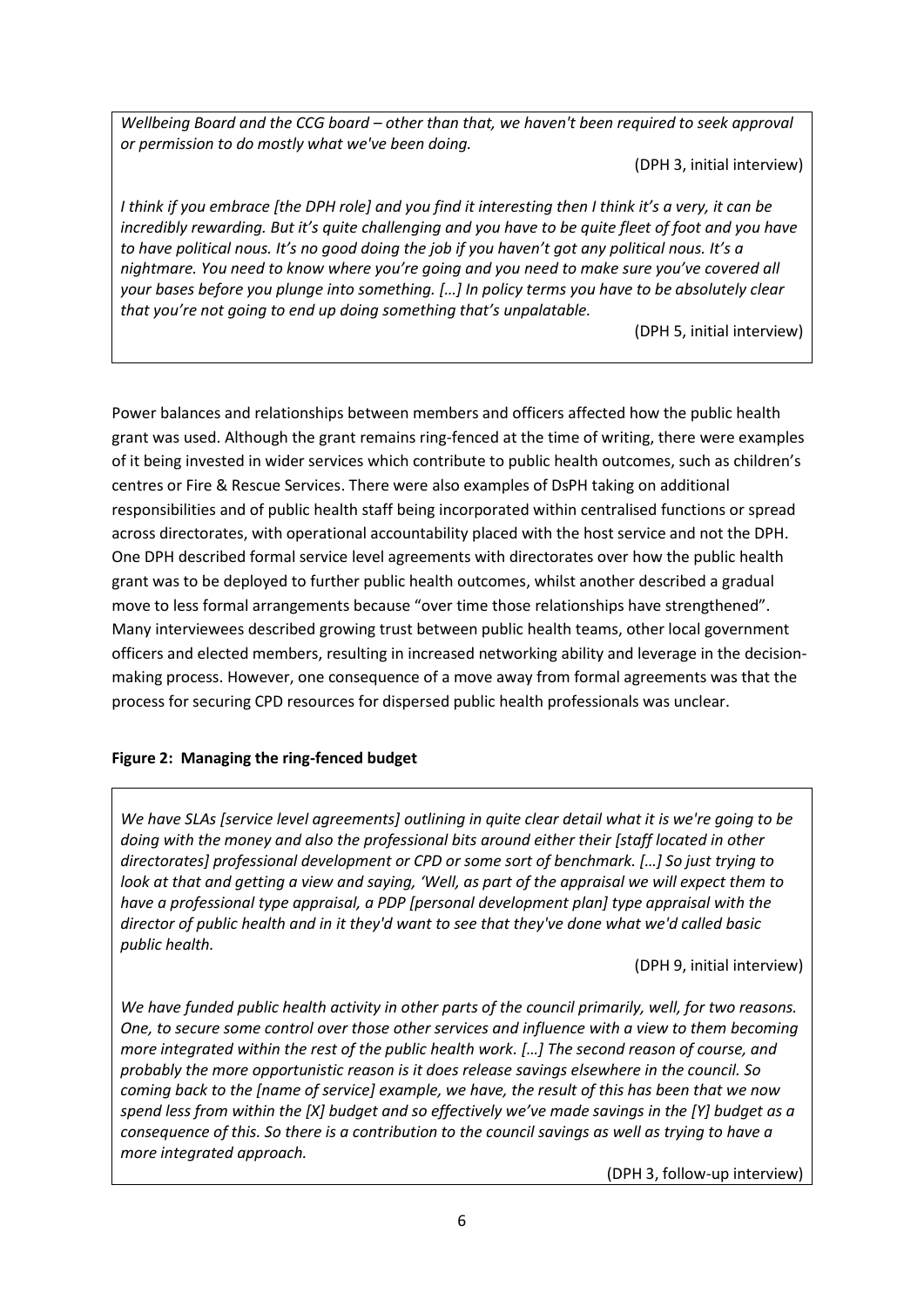*Wellbeing Board and the CCG board – other than that, we haven't been required to seek approval or permission to do mostly what we've been doing.*

(DPH 3, initial interview)

*I think if you embrace [the DPH role] and you find it interesting then I think it's a very, it can be incredibly rewarding. But it's quite challenging and you have to be quite fleet of foot and you have to have political nous. It's no good doing the job if you haven't got any political nous. It's a nightmare. You need to know where you're going and you need to make sure you've covered all your bases before you plunge into something. […] In policy terms you have to be absolutely clear that you're not going to end up doing something that's unpalatable.*

(DPH 5, initial interview)

Power balances and relationships between members and officers affected how the public health grant was used. Although the grant remains ring-fenced at the time of writing, there were examples of it being invested in wider services which contribute to public health outcomes, such as children's centres or Fire & Rescue Services. There were also examples of DsPH taking on additional responsibilities and of public health staff being incorporated within centralised functions or spread across directorates, with operational accountability placed with the host service and not the DPH. One DPH described formal service level agreements with directorates over how the public health grant was to be deployed to further public health outcomes, whilst another described a gradual move to less formal arrangements because "over time those relationships have strengthened". Many interviewees described growing trust between public health teams, other local government officers and elected members, resulting in increased networking ability and leverage in the decision-making process. However, one consequence of a move away from formal agreements was that the process for securing CPD resources for dispersed public health professionals was unclear.

**Figure 2: Managing the ring-fenced budget**

*We have SLAs [service level agreements] outlining in quite clear detail what it is we're going to be doing with the money and also the professional bits around either their [staff located in other directorates] professional development or CPD or some sort of benchmark. […] So just trying to look at that and getting a view and saying, 'Well, as part of the appraisal we will expect them to have a professional type appraisal, a PDP [personal development plan] type appraisal with the director of public health and in it they'd want to see that they've done what we'd called basic public health.*

(DPH 9, initial interview)

*We have funded public health activity in other parts of the council primarily, well, for two reasons. One, to secure some control over those other services and influence with a view to them becoming more integrated within the rest of the public health work. […] The second reason of course, and probably the more opportunistic reason is it does release savings elsewhere in the council. So coming back to the [name of service] example, we have, the result of this has been that we now spend less from within the [X] budget and so effectively we've made savings in the [Y] budget as a consequence of this. So there is a contribution to the council savings as well as trying to have a more integrated approach.*

(DPH 3, follow-up interview)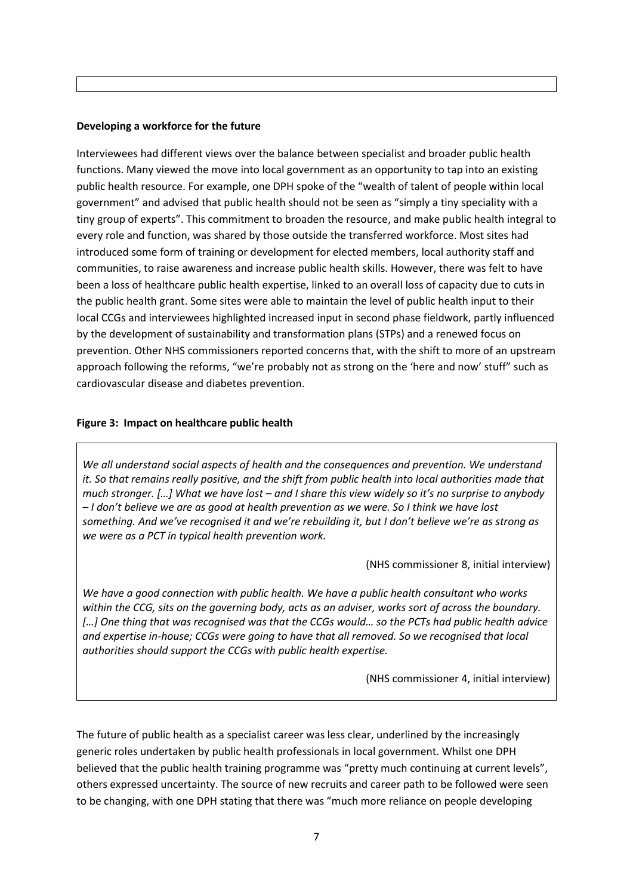**Developing a workforce for the future**

Interviewees had different views over the balance between specialist and broader public health functions. Many viewed the move into local government as an opportunity to tap into an existing public health resource. For example, one DPH spoke of the "wealth of talent of people within local government" and advised that public health should not be seen as "simply a tiny speciality with a tiny group of experts". This commitment to broaden the resource, and make public health integral to every role and function, was shared by those outside the transferred workforce. Most sites had introduced some form of training or development for elected members, local authority staff and communities, to raise awareness and increase public health skills. However, there was felt to have been a loss of healthcare public health expertise, linked to an overall loss of capacity due to cuts in the public health grant. Some sites were able to maintain the level of public health input to their local CCGs and interviewees highlighted increased input in second phase fieldwork, partly influenced by the development of sustainability and transformation plans (STPs) and a renewed focus on prevention. Other NHS commissioners reported concerns that, with the shift to more of an upstream approach following the reforms, "we're probably not as strong on the 'here and now' stuff" such as cardiovascular disease and diabetes prevention.

**Figure 3: Impact on healthcare public health**

*We all understand social aspects of health and the consequences and prevention. We understand it. So that remains really positive, and the shift from public health into local authorities made that much stronger. […] What we have lost – and I share this view widely so it's no surprise to anybody – I don't believe we are as good at health prevention as we were. So I think we have lost something. And we've recognised it and we're rebuilding it, but I don't believe we're as strong as we were as a PCT in typical health prevention work.*

(NHS commissioner 8, initial interview)

*We have a good connection with public health. We have a public health consultant who works within the CCG, sits on the governing body, acts as an adviser, works sort of across the boundary. […] One thing that was recognised was that the CCGs would… so the PCTs had public health advice and expertise in-house; CCGs were going to have that all removed. So we recognised that local authorities should support the CCGs with public health expertise.*

(NHS commissioner 4, initial interview)

The future of public health as a specialist career was less clear, underlined by the increasingly generic roles undertaken by public health professionals in local government. Whilst one DPH believed that the public health training programme was "pretty much continuing at current levels", others expressed uncertainty. The source of new recruits and career path to be followed were seen to be changing, with one DPH stating that there was "much more reliance on people developing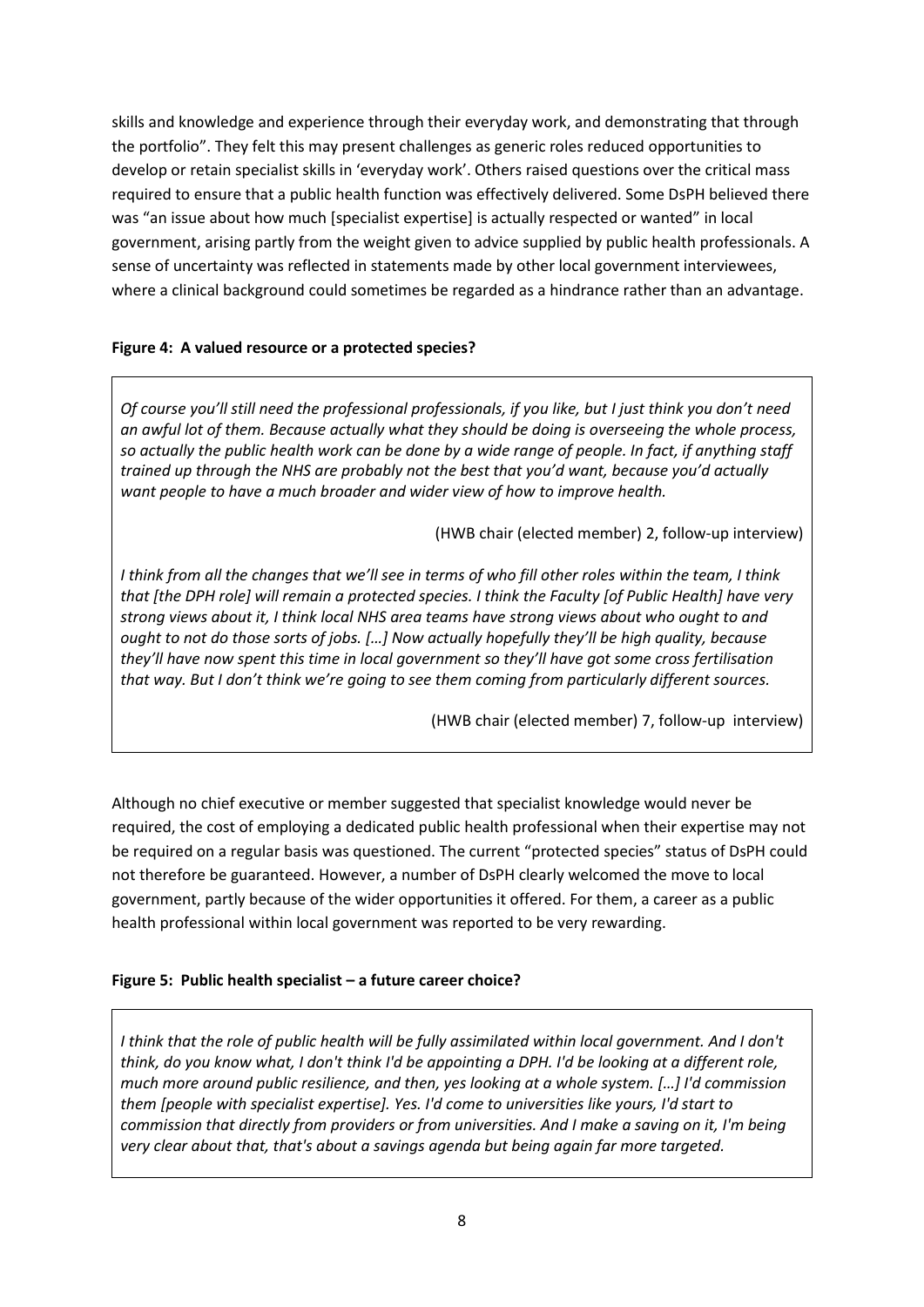skills and knowledge and experience through their everyday work, and demonstrating that through the portfolio". They felt this may present challenges as generic roles reduced opportunities to develop or retain specialist skills in 'everyday work'. Others raised questions over the critical mass required to ensure that a public health function was effectively delivered. Some DsPH believed there was "an issue about how much [specialist expertise] is actually respected or wanted" in local government, arising partly from the weight given to advice supplied by public health professionals. A sense of uncertainty was reflected in statements made by other local government interviewees, where a clinical background could sometimes be regarded as a hindrance rather than an advantage.

**Figure 4: A valued resource or a protected species?**

> *Of course you'll still need the professional professionals, if you like, but I just think you don't need an awful lot of them. Because actually what they should be doing is overseeing the whole process, so actually the public health work can be done by a wide range of people. In fact, if anything staff trained up through the NHS are probably not the best that you'd want, because you'd actually want people to have a much broader and wider view of how to improve health.*
>
> (HWB chair (elected member) 2, follow-up interview)
>
> *I think from all the changes that we'll see in terms of who fill other roles within the team, I think that [the DPH role] will remain a protected species. I think the Faculty [of Public Health] have very strong views about it, I think local NHS area teams have strong views about who ought to and ought to not do those sorts of jobs. […] Now actually hopefully they'll be high quality, because they'll have now spent this time in local government so they'll have got some cross fertilisation that way. But I don't think we're going to see them coming from particularly different sources.*
>
> (HWB chair (elected member) 7, follow-up interview)

Although no chief executive or member suggested that specialist knowledge would never be required, the cost of employing a dedicated public health professional when their expertise may not be required on a regular basis was questioned. The current "protected species" status of DsPH could not therefore be guaranteed. However, a number of DsPH clearly welcomed the move to local government, partly because of the wider opportunities it offered. For them, a career as a public health professional within local government was reported to be very rewarding.

**Figure 5: Public health specialist – a future career choice?**

> *I think that the role of public health will be fully assimilated within local government. And I don't think, do you know what, I don't think I'd be appointing a DPH. I'd be looking at a different role, much more around public resilience, and then, yes looking at a whole system. […] I'd commission them [people with specialist expertise]. Yes. I'd come to universities like yours, I'd start to commission that directly from providers or from universities. And I make a saving on it, I'm being very clear about that, that's about a savings agenda but being again far more targeted.*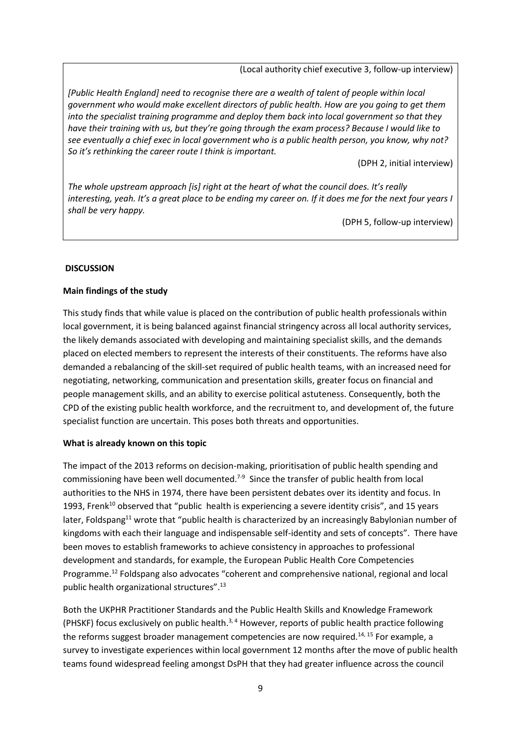(Local authority chief executive 3, follow-up interview)

*[Public Health England] need to recognise there are a wealth of talent of people within local government who would make excellent directors of public health. How are you going to get them into the specialist training programme and deploy them back into local government so that they have their training with us, but they're going through the exam process? Because I would like to see eventually a chief exec in local government who is a public health person, you know, why not? So it's rethinking the career route I think is important.*

(DPH 2, initial interview)

*The whole upstream approach [is] right at the heart of what the council does. It's really interesting, yeah. It's a great place to be ending my career on. If it does me for the next four years I shall be very happy.*

(DPH 5, follow-up interview)

## DISCUSSION

### Main findings of the study

This study finds that while value is placed on the contribution of public health professionals within local government, it is being balanced against financial stringency across all local authority services, the likely demands associated with developing and maintaining specialist skills, and the demands placed on elected members to represent the interests of their constituents. The reforms have also demanded a rebalancing of the skill-set required of public health teams, with an increased need for negotiating, networking, communication and presentation skills, greater focus on financial and people management skills, and an ability to exercise political astuteness. Consequently, both the CPD of the existing public health workforce, and the recruitment to, and development of, the future specialist function are uncertain. This poses both threats and opportunities.

### What is already known on this topic

The impact of the 2013 reforms on decision-making, prioritisation of public health spending and commissioning have been well documented.[7-9] Since the transfer of public health from local authorities to the NHS in 1974, there have been persistent debates over its identity and focus. In 1993, Frenk[10] observed that "public health is experiencing a severe identity crisis", and 15 years later, Foldspang[11] wrote that "public health is characterized by an increasingly Babylonian number of kingdoms with each their language and indispensable self-identity and sets of concepts". There have been moves to establish frameworks to achieve consistency in approaches to professional development and standards, for example, the European Public Health Core Competencies Programme.[12] Foldspang also advocates "coherent and comprehensive national, regional and local public health organizational structures".[13]

Both the UKPHR Practitioner Standards and the Public Health Skills and Knowledge Framework (PHSKF) focus exclusively on public health.[3, 4] However, reports of public health practice following the reforms suggest broader management competencies are now required.[14, 15] For example, a survey to investigate experiences within local government 12 months after the move of public health teams found widespread feeling amongst DsPH that they had greater influence across the council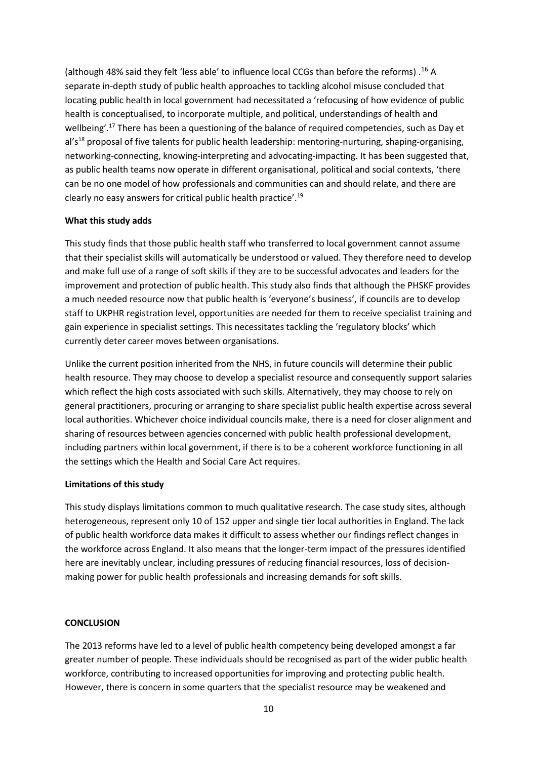(although 48% said they felt 'less able' to influence local CCGs than before the reforms) .[16] A separate in-depth study of public health approaches to tackling alcohol misuse concluded that locating public health in local government had necessitated a 'refocusing of how evidence of public health is conceptualised, to incorporate multiple, and political, understandings of health and wellbeing'.[17] There has been a questioning of the balance of required competencies, such as Day et al's[18] proposal of five talents for public health leadership: mentoring-nurturing, shaping-organising, networking-connecting, knowing-interpreting and advocating-impacting. It has been suggested that, as public health teams now operate in different organisational, political and social contexts, 'there can be no one model of how professionals and communities can and should relate, and there are clearly no easy answers for critical public health practice'.[19]

**What this study adds**

This study finds that those public health staff who transferred to local government cannot assume that their specialist skills will automatically be understood or valued. They therefore need to develop and make full use of a range of soft skills if they are to be successful advocates and leaders for the improvement and protection of public health. This study also finds that although the PHSKF provides a much needed resource now that public health is 'everyone's business', if councils are to develop staff to UKPHR registration level, opportunities are needed for them to receive specialist training and gain experience in specialist settings. This necessitates tackling the 'regulatory blocks' which currently deter career moves between organisations.

Unlike the current position inherited from the NHS, in future councils will determine their public health resource. They may choose to develop a specialist resource and consequently support salaries which reflect the high costs associated with such skills. Alternatively, they may choose to rely on general practitioners, procuring or arranging to share specialist public health expertise across several local authorities. Whichever choice individual councils make, there is a need for closer alignment and sharing of resources between agencies concerned with public health professional development, including partners within local government, if there is to be a coherent workforce functioning in all the settings which the Health and Social Care Act requires.

**Limitations of this study**

This study displays limitations common to much qualitative research. The case study sites, although heterogeneous, represent only 10 of 152 upper and single tier local authorities in England. The lack of public health workforce data makes it difficult to assess whether our findings reflect changes in the workforce across England. It also means that the longer-term impact of the pressures identified here are inevitably unclear, including pressures of reducing financial resources, loss of decision-making power for public health professionals and increasing demands for soft skills.

**CONCLUSION**

The 2013 reforms have led to a level of public health competency being developed amongst a far greater number of people. These individuals should be recognised as part of the wider public health workforce, contributing to increased opportunities for improving and protecting public health. However, there is concern in some quarters that the specialist resource may be weakened and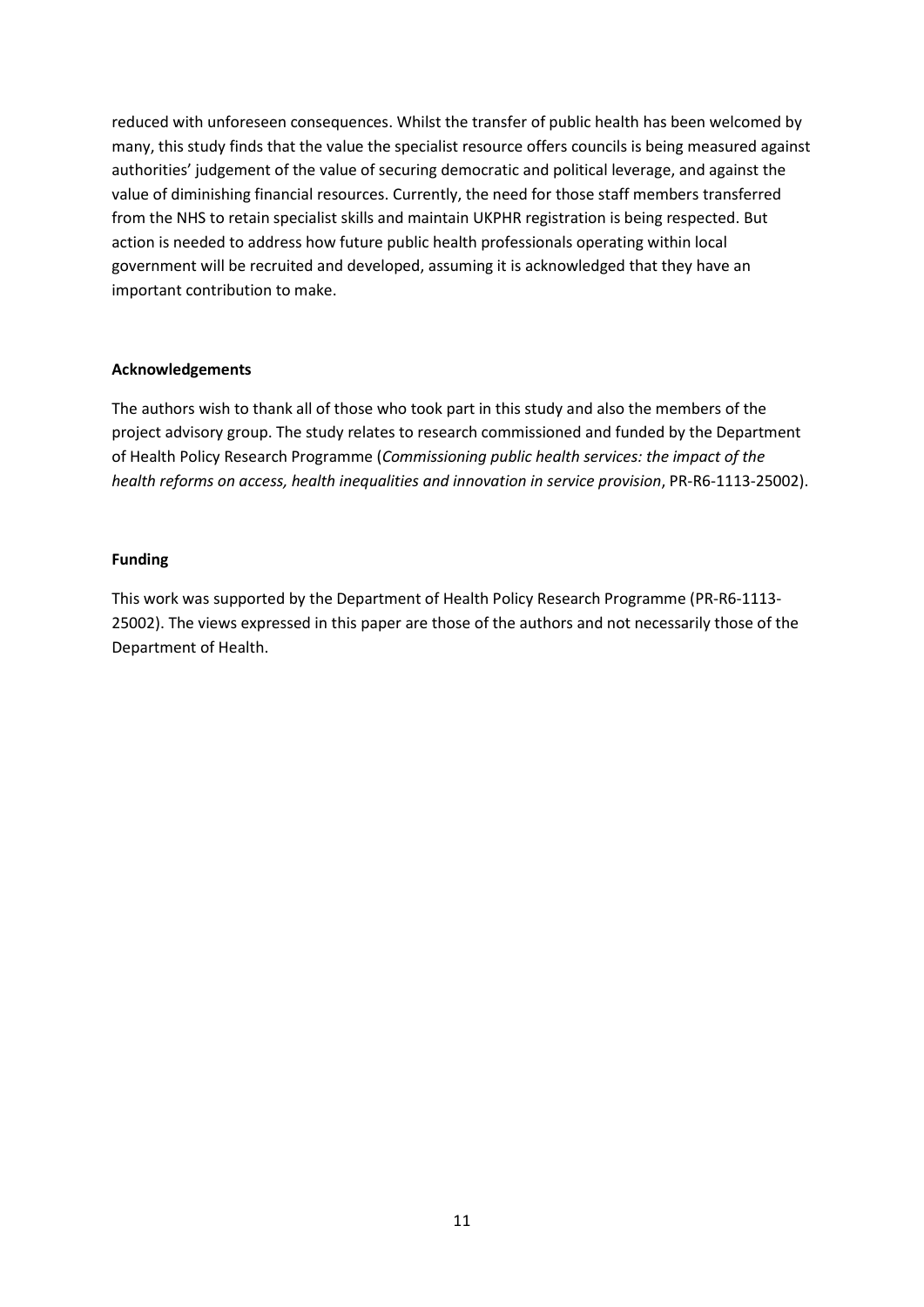reduced with unforeseen consequences. Whilst the transfer of public health has been welcomed by many, this study finds that the value the specialist resource offers councils is being measured against authorities' judgement of the value of securing democratic and political leverage, and against the value of diminishing financial resources. Currently, the need for those staff members transferred from the NHS to retain specialist skills and maintain UKPHR registration is being respected. But action is needed to address how future public health professionals operating within local government will be recruited and developed, assuming it is acknowledged that they have an important contribution to make.

**Acknowledgements**

The authors wish to thank all of those who took part in this study and also the members of the project advisory group. The study relates to research commissioned and funded by the Department of Health Policy Research Programme (*Commissioning public health services: the impact of the health reforms on access, health inequalities and innovation in service provision*, PR-R6-1113-25002).

**Funding**

This work was supported by the Department of Health Policy Research Programme (PR-R6-1113-25002). The views expressed in this paper are those of the authors and not necessarily those of the Department of Health.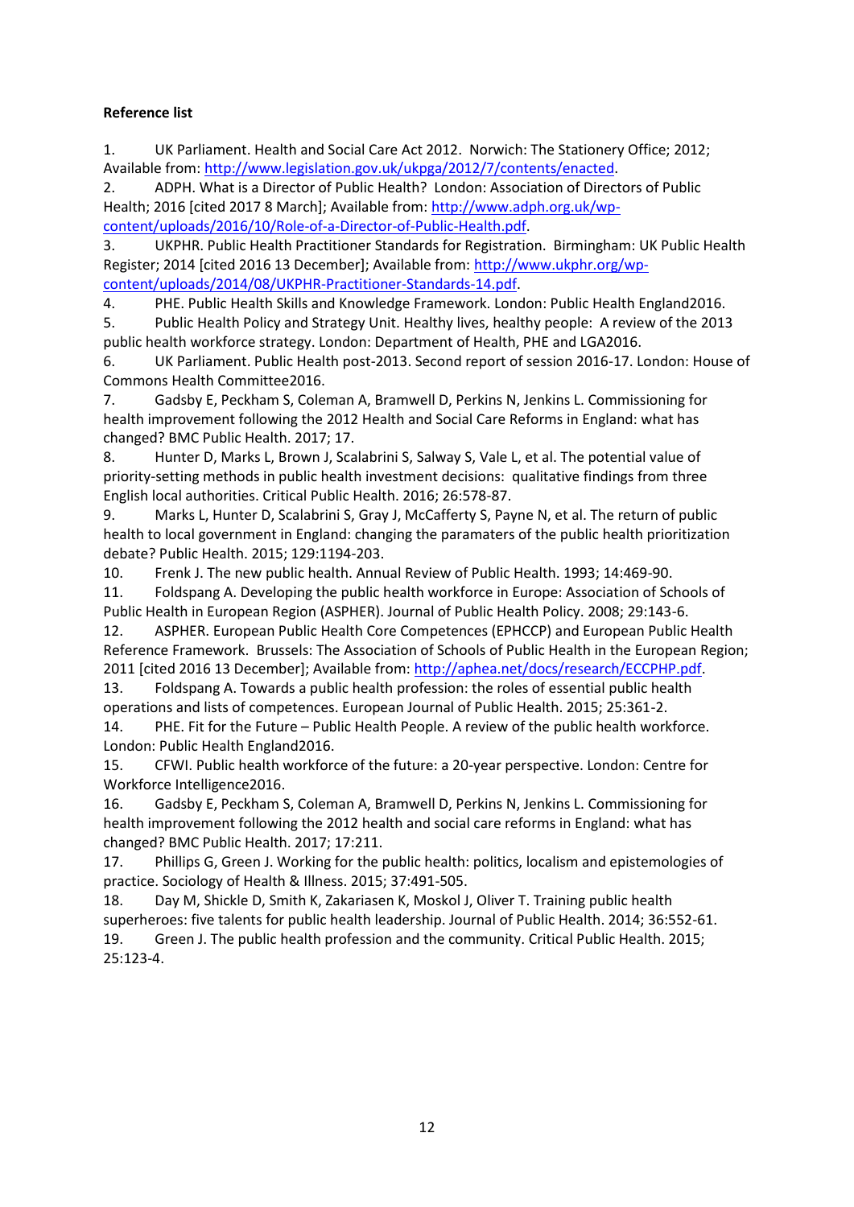**Reference list**

1. UK Parliament. Health and Social Care Act 2012. Norwich: The Stationery Office; 2012; Available from: http://www.legislation.gov.uk/ukpga/2012/7/contents/enacted.
2. ADPH. What is a Director of Public Health? London: Association of Directors of Public Health; 2016 [cited 2017 8 March]; Available from: http://www.adph.org.uk/wp-content/uploads/2016/10/Role-of-a-Director-of-Public-Health.pdf.
3. UKPHR. Public Health Practitioner Standards for Registration. Birmingham: UK Public Health Register; 2014 [cited 2016 13 December]; Available from: http://www.ukphr.org/wp-content/uploads/2014/08/UKPHR-Practitioner-Standards-14.pdf.
4. PHE. Public Health Skills and Knowledge Framework. London: Public Health England2016.
5. Public Health Policy and Strategy Unit. Healthy lives, healthy people: A review of the 2013 public health workforce strategy. London: Department of Health, PHE and LGA2016.
6. UK Parliament. Public Health post-2013. Second report of session 2016-17. London: House of Commons Health Committee2016.
7. Gadsby E, Peckham S, Coleman A, Bramwell D, Perkins N, Jenkins L. Commissioning for health improvement following the 2012 Health and Social Care Reforms in England: what has changed? BMC Public Health. 2017; 17.
8. Hunter D, Marks L, Brown J, Scalabrini S, Salway S, Vale L, et al. The potential value of priority-setting methods in public health investment decisions: qualitative findings from three English local authorities. Critical Public Health. 2016; 26:578-87.
9. Marks L, Hunter D, Scalabrini S, Gray J, McCafferty S, Payne N, et al. The return of public health to local government in England: changing the paramaters of the public health prioritization debate? Public Health. 2015; 129:1194-203.
10. Frenk J. The new public health. Annual Review of Public Health. 1993; 14:469-90.
11. Foldspang A. Developing the public health workforce in Europe: Association of Schools of Public Health in European Region (ASPHER). Journal of Public Health Policy. 2008; 29:143-6.
12. ASPHER. European Public Health Core Competences (EPHCCP) and European Public Health Reference Framework. Brussels: The Association of Schools of Public Health in the European Region; 2011 [cited 2016 13 December]; Available from: http://aphea.net/docs/research/ECCPHP.pdf.
13. Foldspang A. Towards a public health profession: the roles of essential public health operations and lists of competences. European Journal of Public Health. 2015; 25:361-2.
14. PHE. Fit for the Future – Public Health People. A review of the public health workforce. London: Public Health England2016.
15. CFWI. Public health workforce of the future: a 20-year perspective. London: Centre for Workforce Intelligence2016.
16. Gadsby E, Peckham S, Coleman A, Bramwell D, Perkins N, Jenkins L. Commissioning for health improvement following the 2012 health and social care reforms in England: what has changed? BMC Public Health. 2017; 17:211.
17. Phillips G, Green J. Working for the public health: politics, localism and epistemologies of practice. Sociology of Health & Illness. 2015; 37:491-505.
18. Day M, Shickle D, Smith K, Zakariasen K, Moskol J, Oliver T. Training public health superheroes: five talents for public health leadership. Journal of Public Health. 2014; 36:552-61.
19. Green J. The public health profession and the community. Critical Public Health. 2015; 25:123-4.